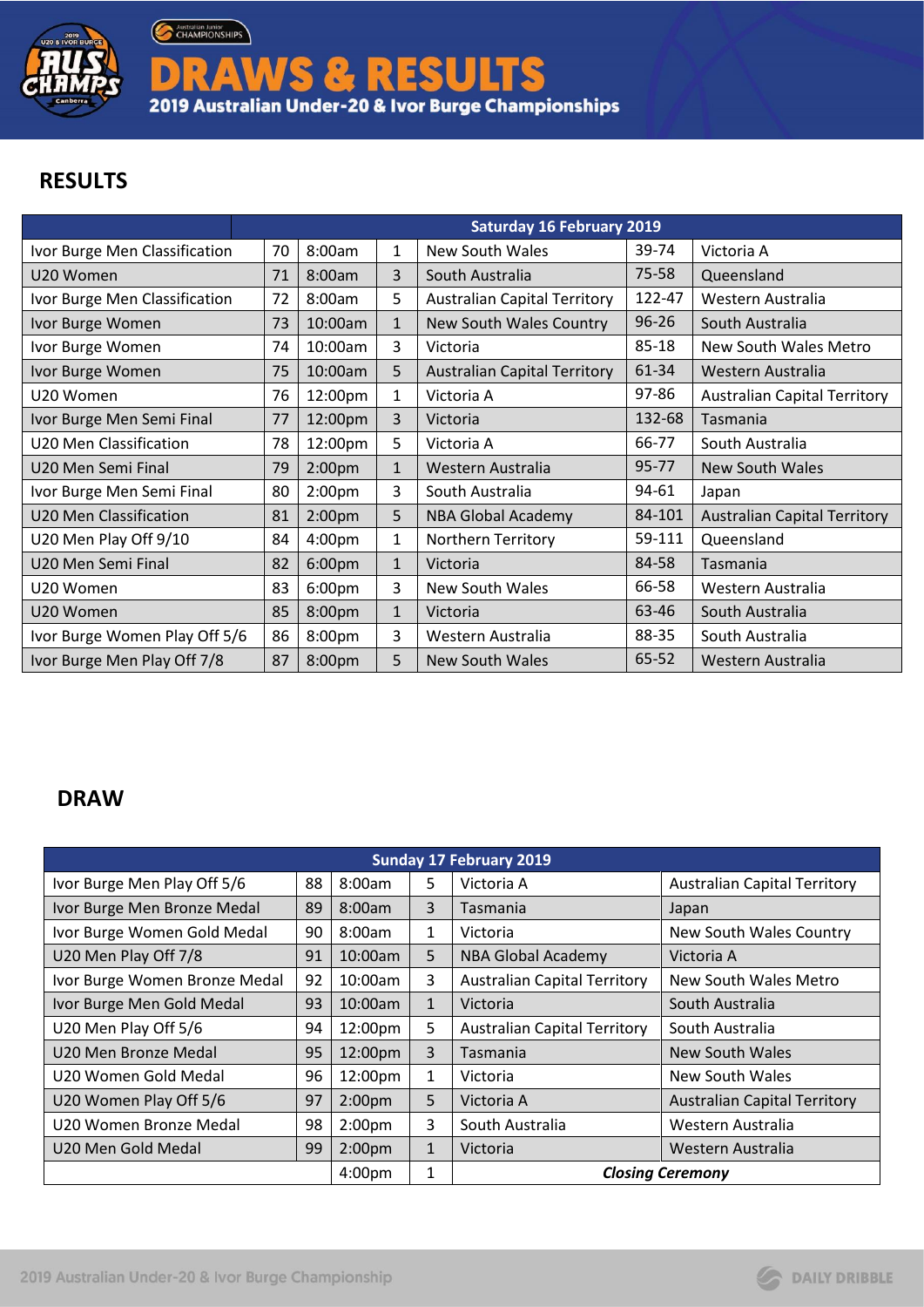# DRAWS & RESULTS

2019 Australian Under-20 & Ivor Burge Championships

## RESULTS

| Saturday 16 February 2019 | | | | | | |
|---|---|---|---|---|---|---|
| Ivor Burge Men Classification | 70 | 8:00am | 1 | New South Wales | 39-74 | Victoria A |
| U20 Women | 71 | 8:00am | 3 | South Australia | 75-58 | Queensland |
| Ivor Burge Men Classification | 72 | 8:00am | 5 | Australian Capital Territory | 122-47 | Western Australia |
| Ivor Burge Women | 73 | 10:00am | 1 | New South Wales Country | 96-26 | South Australia |
| Ivor Burge Women | 74 | 10:00am | 3 | Victoria | 85-18 | New South Wales Metro |
| Ivor Burge Women | 75 | 10:00am | 5 | Australian Capital Territory | 61-34 | Western Australia |
| U20 Women | 76 | 12:00pm | 1 | Victoria A | 97-86 | Australian Capital Territory |
| Ivor Burge Men Semi Final | 77 | 12:00pm | 3 | Victoria | 132-68 | Tasmania |
| U20 Men Classification | 78 | 12:00pm | 5 | Victoria A | 66-77 | South Australia |
| U20 Men Semi Final | 79 | 2:00pm | 1 | Western Australia | 95-77 | New South Wales |
| Ivor Burge Men Semi Final | 80 | 2:00pm | 3 | South Australia | 94-61 | Japan |
| U20 Men Classification | 81 | 2:00pm | 5 | NBA Global Academy | 84-101 | Australian Capital Territory |
| U20 Men Play Off 9/10 | 84 | 4:00pm | 1 | Northern Territory | 59-111 | Queensland |
| U20 Men Semi Final | 82 | 6:00pm | 1 | Victoria | 84-58 | Tasmania |
| U20 Women | 83 | 6:00pm | 3 | New South Wales | 66-58 | Western Australia |
| U20 Women | 85 | 8:00pm | 1 | Victoria | 63-46 | South Australia |
| Ivor Burge Women Play Off 5/6 | 86 | 8:00pm | 3 | Western Australia | 88-35 | South Australia |
| Ivor Burge Men Play Off 7/8 | 87 | 8:00pm | 5 | New South Wales | 65-52 | Western Australia |

## DRAW

| Sunday 17 February 2019 | | | | | |
|---|---|---|---|---|---|
| Ivor Burge Men Play Off 5/6 | 88 | 8:00am | 5 | Victoria A | Australian Capital Territory |
| Ivor Burge Men Bronze Medal | 89 | 8:00am | 3 | Tasmania | Japan |
| Ivor Burge Women Gold Medal | 90 | 8:00am | 1 | Victoria | New South Wales Country |
| U20 Men Play Off 7/8 | 91 | 10:00am | 5 | NBA Global Academy | Victoria A |
| Ivor Burge Women Bronze Medal | 92 | 10:00am | 3 | Australian Capital Territory | New South Wales Metro |
| Ivor Burge Men Gold Medal | 93 | 10:00am | 1 | Victoria | South Australia |
| U20 Men Play Off 5/6 | 94 | 12:00pm | 5 | Australian Capital Territory | South Australia |
| U20 Men Bronze Medal | 95 | 12:00pm | 3 | Tasmania | New South Wales |
| U20 Women Gold Medal | 96 | 12:00pm | 1 | Victoria | New South Wales |
| U20 Women Play Off 5/6 | 97 | 2:00pm | 5 | Victoria A | Australian Capital Territory |
| U20 Women Bronze Medal | 98 | 2:00pm | 3 | South Australia | Western Australia |
| U20 Men Gold Medal | 99 | 2:00pm | 1 | Victoria | Western Australia |
| | | 4:00pm | 1 | ***Closing Ceremony*** | |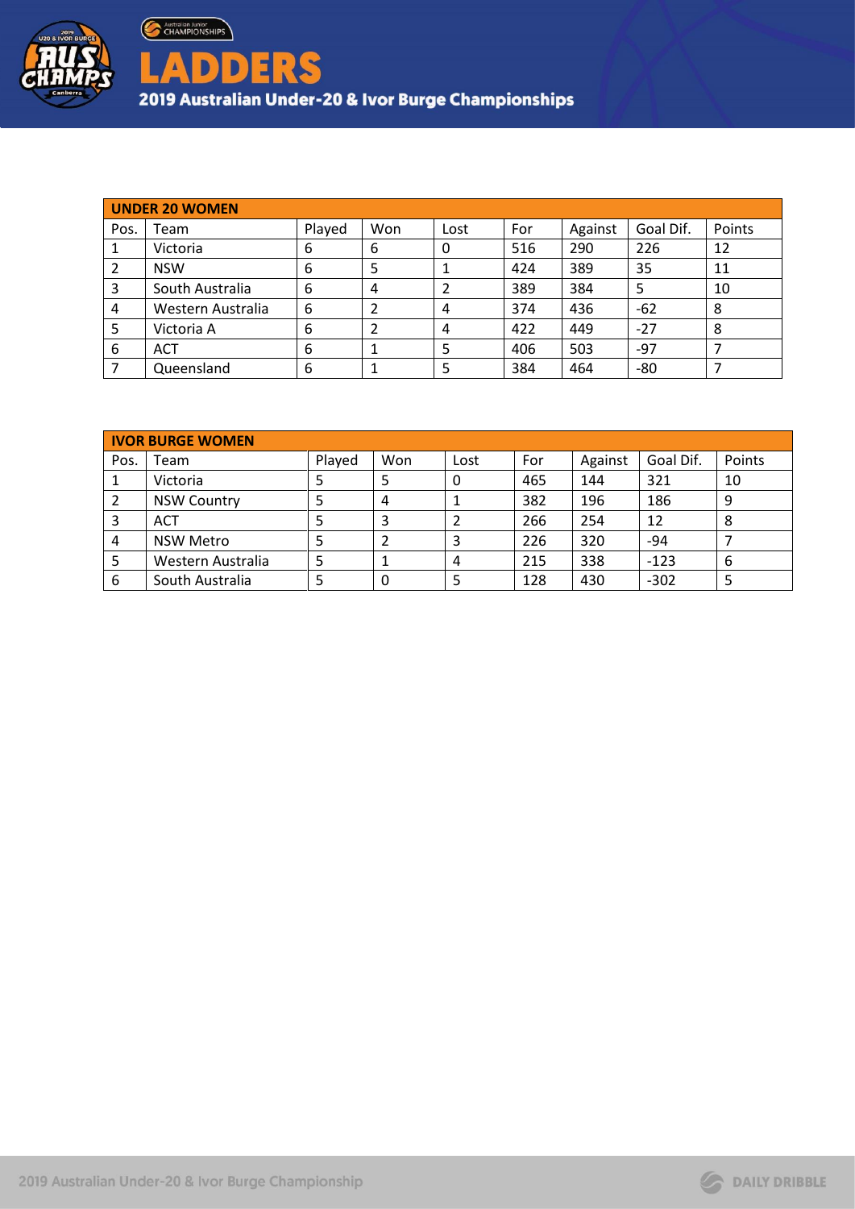# LADDERS

## 2019 Australian Under-20 & Ivor Burge Championships

| UNDER 20 WOMEN | | | | | | | | |
|---|---|---|---|---|---|---|---|---|
| Pos. | Team | Played | Won | Lost | For | Against | Goal Dif. | Points |
| 1 | Victoria | 6 | 6 | 0 | 516 | 290 | 226 | 12 |
| 2 | NSW | 6 | 5 | 1 | 424 | 389 | 35 | 11 |
| 3 | South Australia | 6 | 4 | 2 | 389 | 384 | 5 | 10 |
| 4 | Western Australia | 6 | 2 | 4 | 374 | 436 | -62 | 8 |
| 5 | Victoria A | 6 | 2 | 4 | 422 | 449 | -27 | 8 |
| 6 | ACT | 6 | 1 | 5 | 406 | 503 | -97 | 7 |
| 7 | Queensland | 6 | 1 | 5 | 384 | 464 | -80 | 7 |

| IVOR BURGE WOMEN | | | | | | | | |
|---|---|---|---|---|---|---|---|---|
| Pos. | Team | Played | Won | Lost | For | Against | Goal Dif. | Points |
| 1 | Victoria | 5 | 5 | 0 | 465 | 144 | 321 | 10 |
| 2 | NSW Country | 5 | 4 | 1 | 382 | 196 | 186 | 9 |
| 3 | ACT | 5 | 3 | 2 | 266 | 254 | 12 | 8 |
| 4 | NSW Metro | 5 | 2 | 3 | 226 | 320 | -94 | 7 |
| 5 | Western Australia | 5 | 1 | 4 | 215 | 338 | -123 | 6 |
| 6 | South Australia | 5 | 0 | 5 | 128 | 430 | -302 | 5 |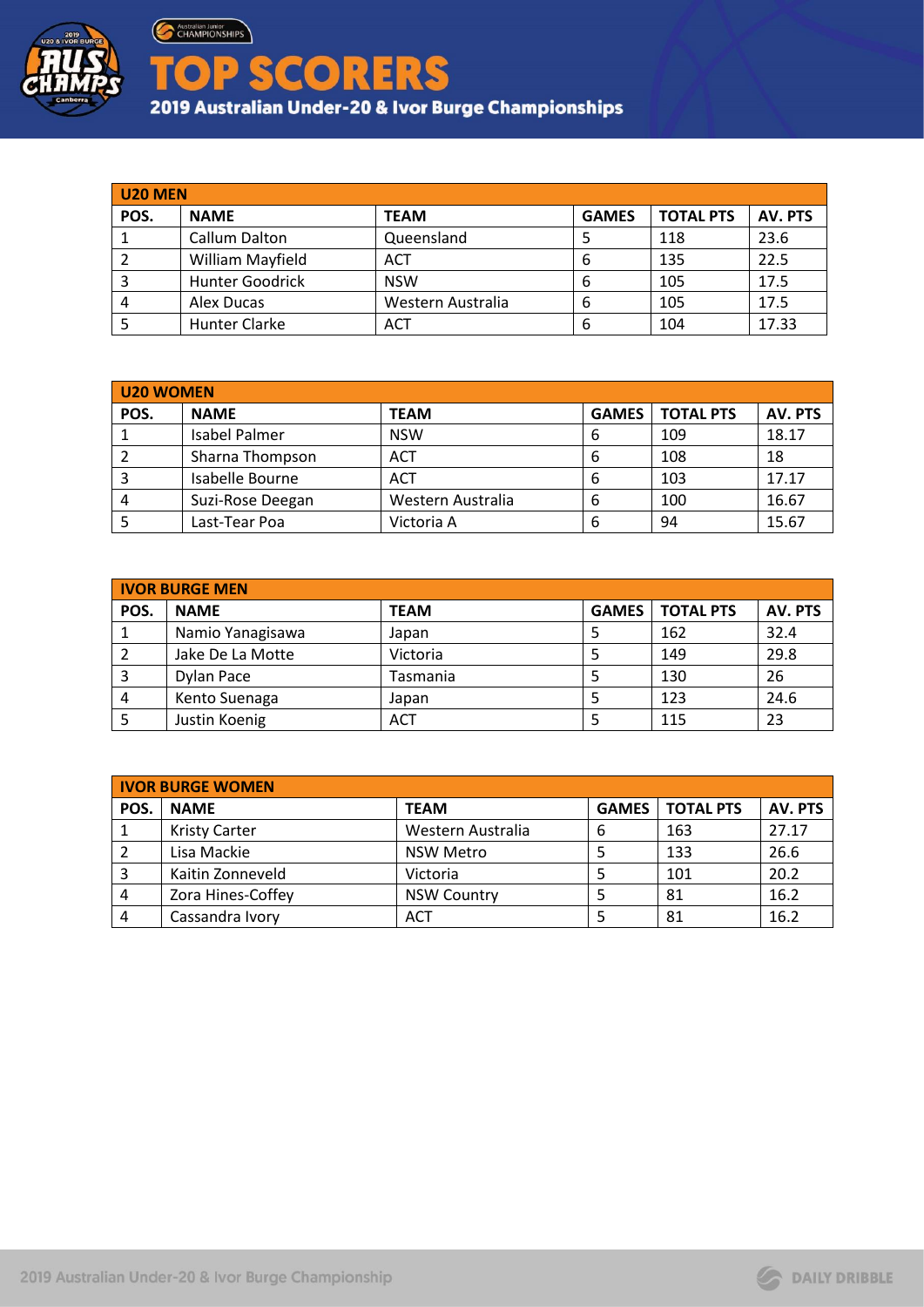# TOP SCORERS

## 2019 Australian Under-20 & Ivor Burge Championships

| U20 MEN | | | | | |
|---|---|---|---|---|---|
| POS. | NAME | TEAM | GAMES | TOTAL PTS | AV. PTS |
| 1 | Callum Dalton | Queensland | 5 | 118 | 23.6 |
| 2 | William Mayfield | ACT | 6 | 135 | 22.5 |
| 3 | Hunter Goodrick | NSW | 6 | 105 | 17.5 |
| 4 | Alex Ducas | Western Australia | 6 | 105 | 17.5 |
| 5 | Hunter Clarke | ACT | 6 | 104 | 17.33 |

| U20 WOMEN | | | | | |
|---|---|---|---|---|---|
| POS. | NAME | TEAM | GAMES | TOTAL PTS | AV. PTS |
| 1 | Isabel Palmer | NSW | 6 | 109 | 18.17 |
| 2 | Sharna Thompson | ACT | 6 | 108 | 18 |
| 3 | Isabelle Bourne | ACT | 6 | 103 | 17.17 |
| 4 | Suzi-Rose Deegan | Western Australia | 6 | 100 | 16.67 |
| 5 | Last-Tear Poa | Victoria A | 6 | 94 | 15.67 |

| IVOR BURGE MEN | | | | | |
|---|---|---|---|---|---|
| POS. | NAME | TEAM | GAMES | TOTAL PTS | AV. PTS |
| 1 | Namio Yanagisawa | Japan | 5 | 162 | 32.4 |
| 2 | Jake De La Motte | Victoria | 5 | 149 | 29.8 |
| 3 | Dylan Pace | Tasmania | 5 | 130 | 26 |
| 4 | Kento Suenaga | Japan | 5 | 123 | 24.6 |
| 5 | Justin Koenig | ACT | 5 | 115 | 23 |

| IVOR BURGE WOMEN | | | | | |
|---|---|---|---|---|---|
| POS. | NAME | TEAM | GAMES | TOTAL PTS | AV. PTS |
| 1 | Kristy Carter | Western Australia | 6 | 163 | 27.17 |
| 2 | Lisa Mackie | NSW Metro | 5 | 133 | 26.6 |
| 3 | Kaitin Zonneveld | Victoria | 5 | 101 | 20.2 |
| 4 | Zora Hines-Coffey | NSW Country | 5 | 81 | 16.2 |
| 4 | Cassandra Ivory | ACT | 5 | 81 | 16.2 |